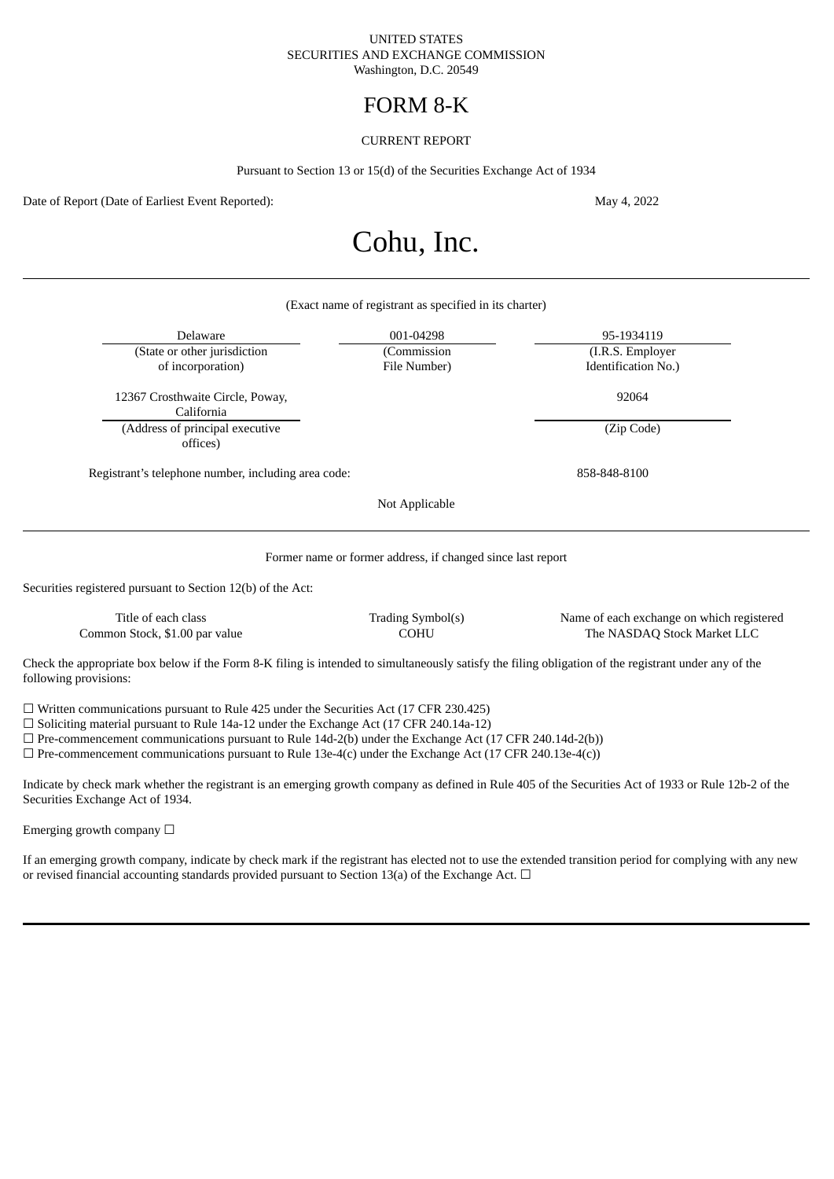UNITED STATES
SECURITIES AND EXCHANGE COMMISSION
Washington, D.C. 20549

# FORM 8-K

CURRENT REPORT

Pursuant to Section 13 or 15(d) of the Securities Exchange Act of 1934

Date of Report (Date of Earliest Event Reported): May 4, 2022

# Cohu, Inc.

(Exact name of registrant as specified in its charter)

| Delaware | 001-04298 | 95-1934119 |
|---|---|---|
| (State or other jurisdiction of incorporation) | (Commission File Number) | (I.R.S. Employer Identification No.) |

| 12367 Crosthwaite Circle, Poway, California | 92064 |
|---|---|
| (Address of principal executive offices) | (Zip Code) |

Registrant's telephone number, including area code: 858-848-8100

Not Applicable

Former name or former address, if changed since last report

Securities registered pursuant to Section 12(b) of the Act:

| Title of each class | Trading Symbol(s) | Name of each exchange on which registered |
|---|---|---|
| Common Stock, $1.00 par value | COHU | The NASDAQ Stock Market LLC |

Check the appropriate box below if the Form 8-K filing is intended to simultaneously satisfy the filing obligation of the registrant under any of the following provisions:

☐ Written communications pursuant to Rule 425 under the Securities Act (17 CFR 230.425)
☐ Soliciting material pursuant to Rule 14a-12 under the Exchange Act (17 CFR 240.14a-12)
☐ Pre-commencement communications pursuant to Rule 14d-2(b) under the Exchange Act (17 CFR 240.14d-2(b))
☐ Pre-commencement communications pursuant to Rule 13e-4(c) under the Exchange Act (17 CFR 240.13e-4(c))

Indicate by check mark whether the registrant is an emerging growth company as defined in Rule 405 of the Securities Act of 1933 or Rule 12b-2 of the Securities Exchange Act of 1934.

Emerging growth company ☐

If an emerging growth company, indicate by check mark if the registrant has elected not to use the extended transition period for complying with any new or revised financial accounting standards provided pursuant to Section 13(a) of the Exchange Act. ☐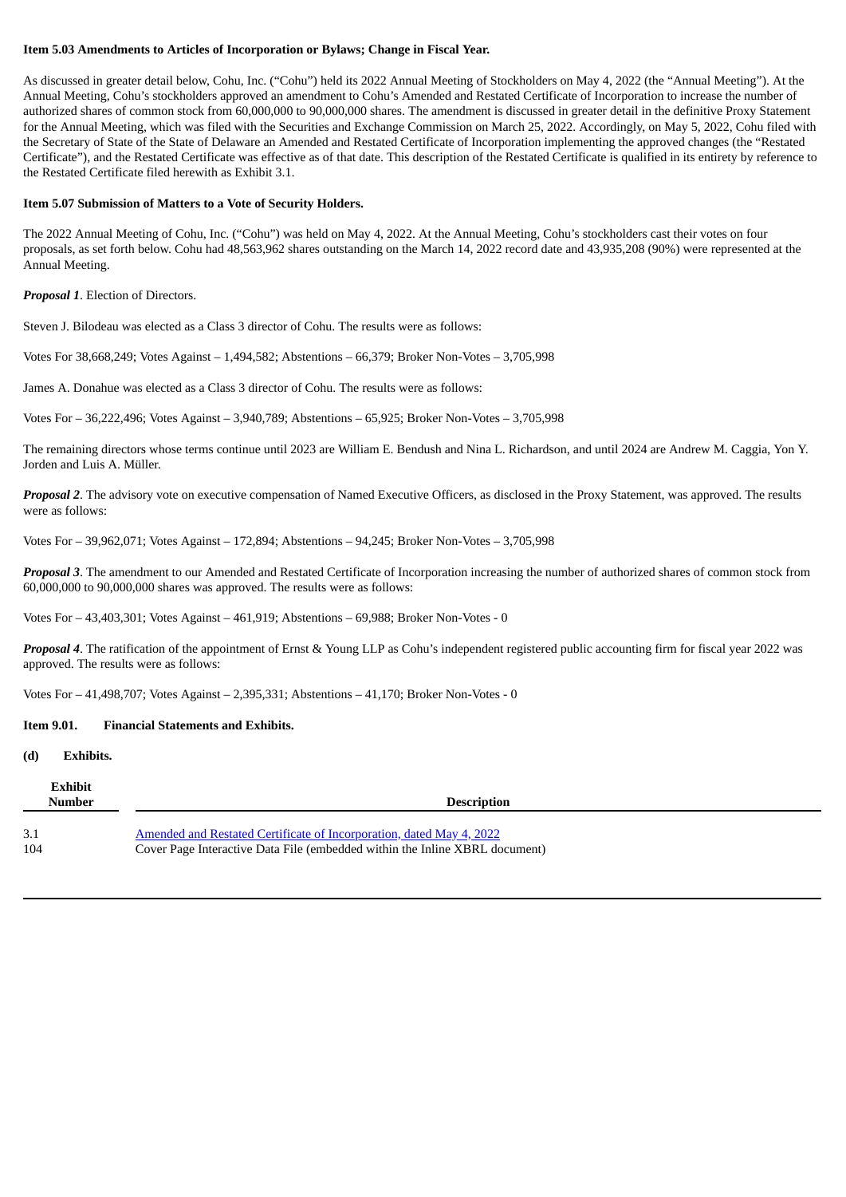**Item 5.03 Amendments to Articles of Incorporation or Bylaws; Change in Fiscal Year.**

As discussed in greater detail below, Cohu, Inc. ("Cohu") held its 2022 Annual Meeting of Stockholders on May 4, 2022 (the "Annual Meeting"). At the Annual Meeting, Cohu's stockholders approved an amendment to Cohu's Amended and Restated Certificate of Incorporation to increase the number of authorized shares of common stock from 60,000,000 to 90,000,000 shares. The amendment is discussed in greater detail in the definitive Proxy Statement for the Annual Meeting, which was filed with the Securities and Exchange Commission on March 25, 2022. Accordingly, on May 5, 2022, Cohu filed with the Secretary of State of the State of Delaware an Amended and Restated Certificate of Incorporation implementing the approved changes (the "Restated Certificate"), and the Restated Certificate was effective as of that date. This description of the Restated Certificate is qualified in its entirety by reference to the Restated Certificate filed herewith as Exhibit 3.1.

**Item 5.07 Submission of Matters to a Vote of Security Holders.**

The 2022 Annual Meeting of Cohu, Inc. ("Cohu") was held on May 4, 2022. At the Annual Meeting, Cohu's stockholders cast their votes on four proposals, as set forth below. Cohu had 48,563,962 shares outstanding on the March 14, 2022 record date and 43,935,208 (90%) were represented at the Annual Meeting.

***Proposal 1***. Election of Directors.

Steven J. Bilodeau was elected as a Class 3 director of Cohu. The results were as follows:

Votes For 38,668,249; Votes Against – 1,494,582; Abstentions – 66,379; Broker Non-Votes – 3,705,998

James A. Donahue was elected as a Class 3 director of Cohu. The results were as follows:

Votes For – 36,222,496; Votes Against – 3,940,789; Abstentions – 65,925; Broker Non-Votes – 3,705,998

The remaining directors whose terms continue until 2023 are William E. Bendush and Nina L. Richardson, and until 2024 are Andrew M. Caggia, Yon Y. Jorden and Luis A. Müller.

***Proposal 2***. The advisory vote on executive compensation of Named Executive Officers, as disclosed in the Proxy Statement, was approved. The results were as follows:

Votes For – 39,962,071; Votes Against – 172,894; Abstentions – 94,245; Broker Non-Votes – 3,705,998

***Proposal 3***. The amendment to our Amended and Restated Certificate of Incorporation increasing the number of authorized shares of common stock from 60,000,000 to 90,000,000 shares was approved. The results were as follows:

Votes For – 43,403,301; Votes Against – 461,919; Abstentions – 69,988; Broker Non-Votes - 0

***Proposal 4***. The ratification of the appointment of Ernst & Young LLP as Cohu's independent registered public accounting firm for fiscal year 2022 was approved. The results were as follows:

Votes For – 41,498,707; Votes Against – 2,395,331; Abstentions – 41,170; Broker Non-Votes - 0

**Item 9.01. Financial Statements and Exhibits.**

**(d) Exhibits.**

| Exhibit Number | Description |
|---|---|
| 3.1 | Amended and Restated Certificate of Incorporation, dated May 4, 2022 |
| 104 | Cover Page Interactive Data File (embedded within the Inline XBRL document) |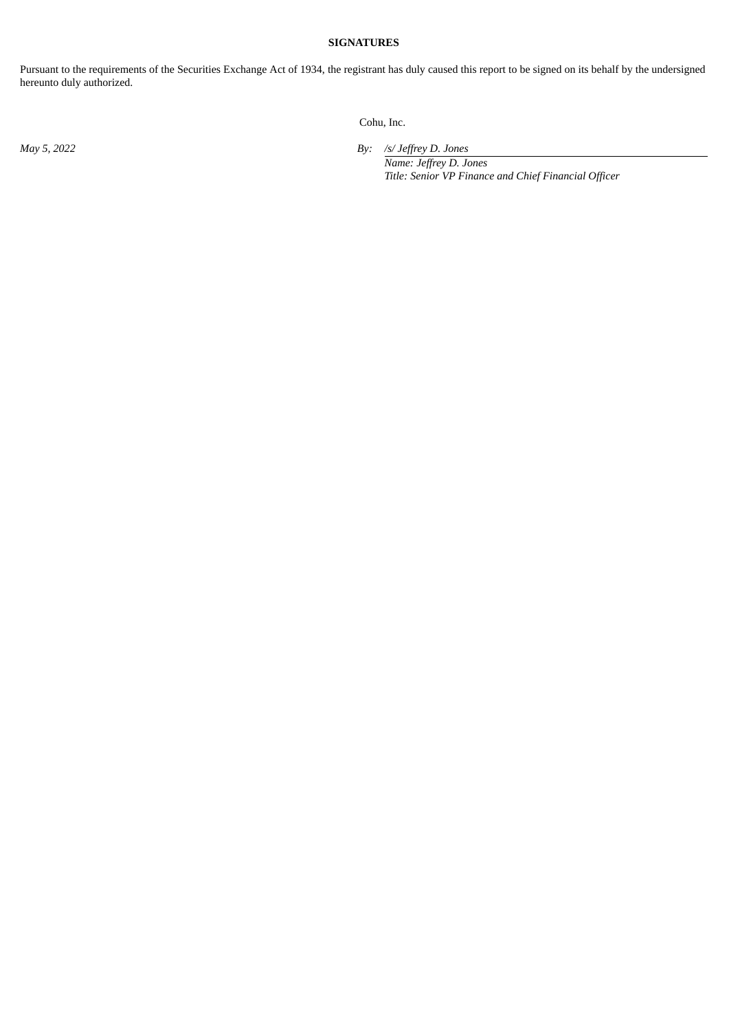**SIGNATURES**

Pursuant to the requirements of the Securities Exchange Act of 1934, the registrant has duly caused this report to be signed on its behalf by the undersigned hereunto duly authorized.

Cohu, Inc.

*May 5, 2022*

*By: /s/ Jeffrey D. Jones*
*Name: Jeffrey D. Jones*
*Title: Senior VP Finance and Chief Financial Officer*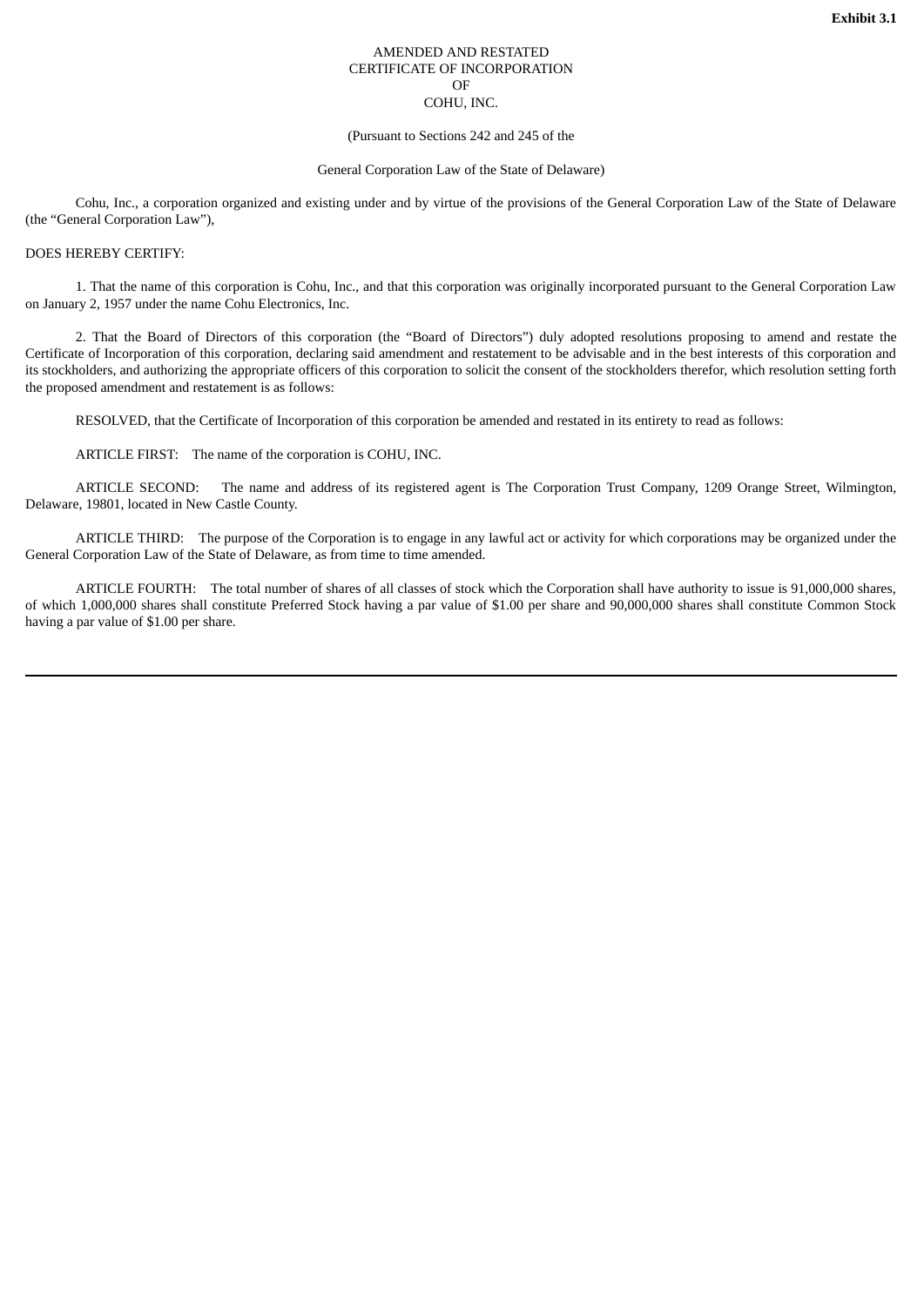**Exhibit 3.1**

AMENDED AND RESTATED
CERTIFICATE OF INCORPORATION
OF
COHU, INC.

(Pursuant to Sections 242 and 245 of the

General Corporation Law of the State of Delaware)

Cohu, Inc., a corporation organized and existing under and by virtue of the provisions of the General Corporation Law of the State of Delaware (the "General Corporation Law"),

DOES HEREBY CERTIFY:

1. That the name of this corporation is Cohu, Inc., and that this corporation was originally incorporated pursuant to the General Corporation Law on January 2, 1957 under the name Cohu Electronics, Inc.

2. That the Board of Directors of this corporation (the "Board of Directors") duly adopted resolutions proposing to amend and restate the Certificate of Incorporation of this corporation, declaring said amendment and restatement to be advisable and in the best interests of this corporation and its stockholders, and authorizing the appropriate officers of this corporation to solicit the consent of the stockholders therefor, which resolution setting forth the proposed amendment and restatement is as follows:

RESOLVED, that the Certificate of Incorporation of this corporation be amended and restated in its entirety to read as follows:

ARTICLE FIRST: The name of the corporation is COHU, INC.

ARTICLE SECOND: The name and address of its registered agent is The Corporation Trust Company, 1209 Orange Street, Wilmington, Delaware, 19801, located in New Castle County.

ARTICLE THIRD: The purpose of the Corporation is to engage in any lawful act or activity for which corporations may be organized under the General Corporation Law of the State of Delaware, as from time to time amended.

ARTICLE FOURTH: The total number of shares of all classes of stock which the Corporation shall have authority to issue is 91,000,000 shares, of which 1,000,000 shares shall constitute Preferred Stock having a par value of $1.00 per share and 90,000,000 shares shall constitute Common Stock having a par value of $1.00 per share.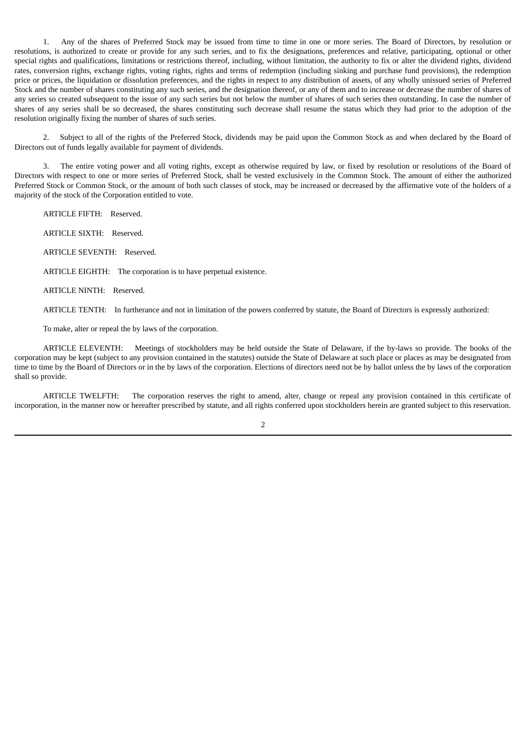1. Any of the shares of Preferred Stock may be issued from time to time in one or more series. The Board of Directors, by resolution or resolutions, is authorized to create or provide for any such series, and to fix the designations, preferences and relative, participating, optional or other special rights and qualifications, limitations or restrictions thereof, including, without limitation, the authority to fix or alter the dividend rights, dividend rates, conversion rights, exchange rights, voting rights, rights and terms of redemption (including sinking and purchase fund provisions), the redemption price or prices, the liquidation or dissolution preferences, and the rights in respect to any distribution of assets, of any wholly unissued series of Preferred Stock and the number of shares constituting any such series, and the designation thereof, or any of them and to increase or decrease the number of shares of any series so created subsequent to the issue of any such series but not below the number of shares of such series then outstanding. In case the number of shares of any series shall be so decreased, the shares constituting such decrease shall resume the status which they had prior to the adoption of the resolution originally fixing the number of shares of such series.

2. Subject to all of the rights of the Preferred Stock, dividends may be paid upon the Common Stock as and when declared by the Board of Directors out of funds legally available for payment of dividends.

3. The entire voting power and all voting rights, except as otherwise required by law, or fixed by resolution or resolutions of the Board of Directors with respect to one or more series of Preferred Stock, shall be vested exclusively in the Common Stock. The amount of either the authorized Preferred Stock or Common Stock, or the amount of both such classes of stock, may be increased or decreased by the affirmative vote of the holders of a majority of the stock of the Corporation entitled to vote.

ARTICLE FIFTH: Reserved.

ARTICLE SIXTH: Reserved.

ARTICLE SEVENTH: Reserved.

ARTICLE EIGHTH: The corporation is to have perpetual existence.

ARTICLE NINTH: Reserved.

ARTICLE TENTH: In furtherance and not in limitation of the powers conferred by statute, the Board of Directors is expressly authorized:

To make, alter or repeal the by laws of the corporation.

ARTICLE ELEVENTH: Meetings of stockholders may be held outside the State of Delaware, if the by-laws so provide. The books of the corporation may be kept (subject to any provision contained in the statutes) outside the State of Delaware at such place or places as may be designated from time to time by the Board of Directors or in the by laws of the corporation. Elections of directors need not be by ballot unless the by laws of the corporation shall so provide.

ARTICLE TWELFTH: The corporation reserves the right to amend, alter, change or repeal any provision contained in this certificate of incorporation, in the manner now or hereafter prescribed by statute, and all rights conferred upon stockholders herein are granted subject to this reservation.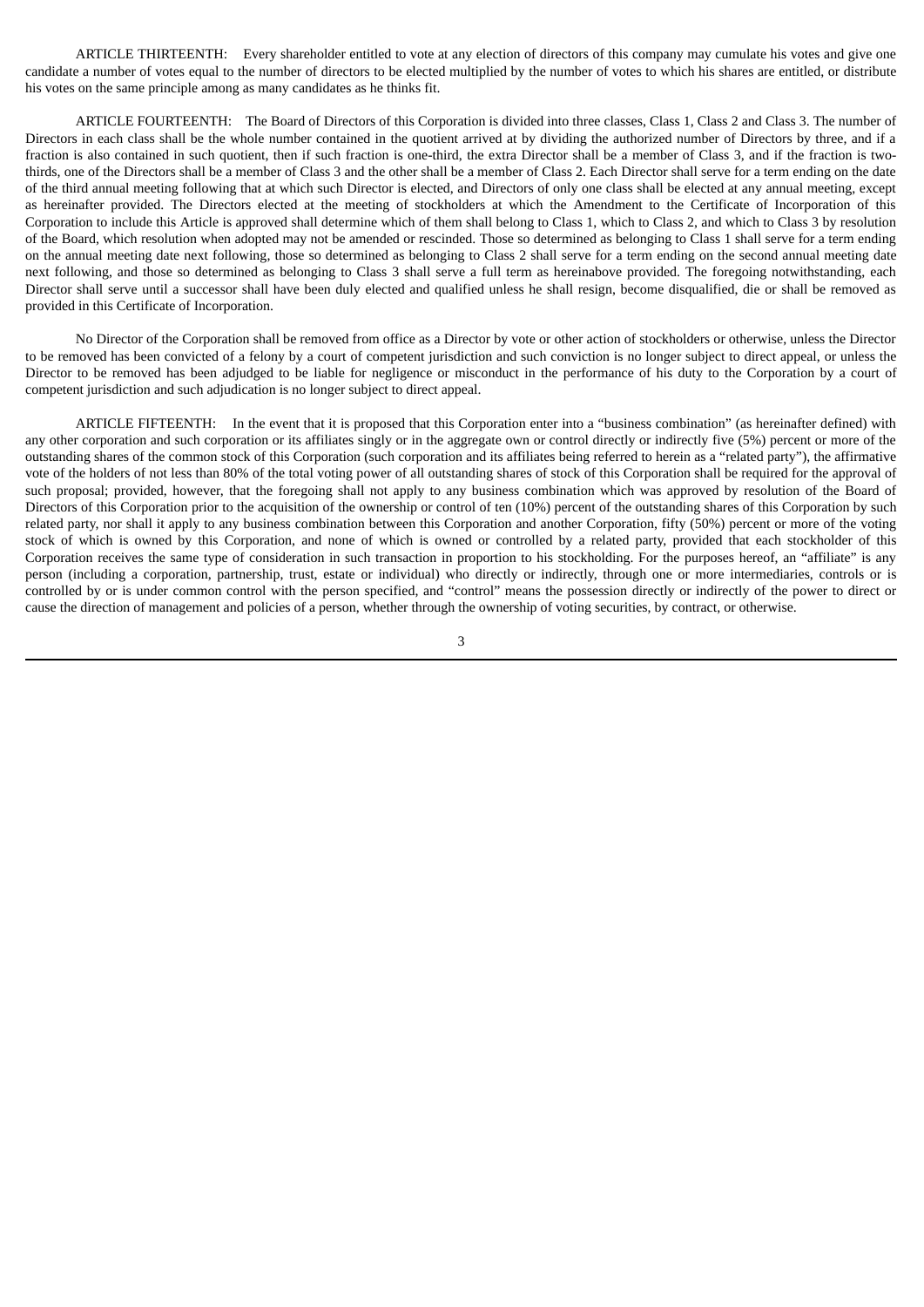ARTICLE THIRTEENTH: Every shareholder entitled to vote at any election of directors of this company may cumulate his votes and give one candidate a number of votes equal to the number of directors to be elected multiplied by the number of votes to which his shares are entitled, or distribute his votes on the same principle among as many candidates as he thinks fit.

ARTICLE FOURTEENTH: The Board of Directors of this Corporation is divided into three classes, Class 1, Class 2 and Class 3. The number of Directors in each class shall be the whole number contained in the quotient arrived at by dividing the authorized number of Directors by three, and if a fraction is also contained in such quotient, then if such fraction is one-third, the extra Director shall be a member of Class 3, and if the fraction is two-thirds, one of the Directors shall be a member of Class 3 and the other shall be a member of Class 2. Each Director shall serve for a term ending on the date of the third annual meeting following that at which such Director is elected, and Directors of only one class shall be elected at any annual meeting, except as hereinafter provided. The Directors elected at the meeting of stockholders at which the Amendment to the Certificate of Incorporation of this Corporation to include this Article is approved shall determine which of them shall belong to Class 1, which to Class 2, and which to Class 3 by resolution of the Board, which resolution when adopted may not be amended or rescinded. Those so determined as belonging to Class 1 shall serve for a term ending on the annual meeting date next following, those so determined as belonging to Class 2 shall serve for a term ending on the second annual meeting date next following, and those so determined as belonging to Class 3 shall serve a full term as hereinabove provided. The foregoing notwithstanding, each Director shall serve until a successor shall have been duly elected and qualified unless he shall resign, become disqualified, die or shall be removed as provided in this Certificate of Incorporation.

No Director of the Corporation shall be removed from office as a Director by vote or other action of stockholders or otherwise, unless the Director to be removed has been convicted of a felony by a court of competent jurisdiction and such conviction is no longer subject to direct appeal, or unless the Director to be removed has been adjudged to be liable for negligence or misconduct in the performance of his duty to the Corporation by a court of competent jurisdiction and such adjudication is no longer subject to direct appeal.

ARTICLE FIFTEENTH: In the event that it is proposed that this Corporation enter into a "business combination" (as hereinafter defined) with any other corporation and such corporation or its affiliates singly or in the aggregate own or control directly or indirectly five (5%) percent or more of the outstanding shares of the common stock of this Corporation (such corporation and its affiliates being referred to herein as a "related party"), the affirmative vote of the holders of not less than 80% of the total voting power of all outstanding shares of stock of this Corporation shall be required for the approval of such proposal; provided, however, that the foregoing shall not apply to any business combination which was approved by resolution of the Board of Directors of this Corporation prior to the acquisition of the ownership or control of ten (10%) percent of the outstanding shares of this Corporation by such related party, nor shall it apply to any business combination between this Corporation and another Corporation, fifty (50%) percent or more of the voting stock of which is owned by this Corporation, and none of which is owned or controlled by a related party, provided that each stockholder of this Corporation receives the same type of consideration in such transaction in proportion to his stockholding. For the purposes hereof, an "affiliate" is any person (including a corporation, partnership, trust, estate or individual) who directly or indirectly, through one or more intermediaries, controls or is controlled by or is under common control with the person specified, and "control" means the possession directly or indirectly of the power to direct or cause the direction of management and policies of a person, whether through the ownership of voting securities, by contract, or otherwise.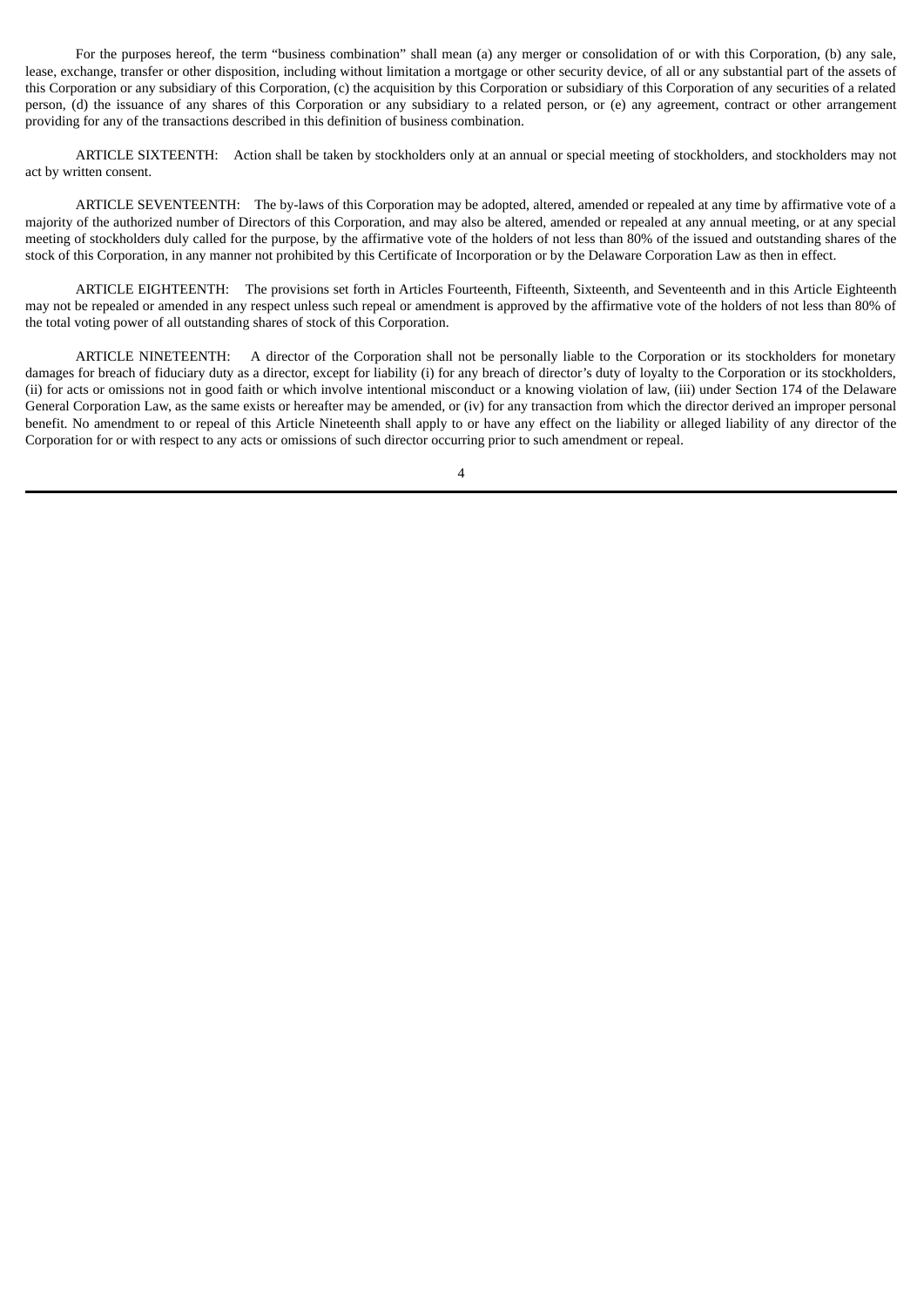For the purposes hereof, the term "business combination" shall mean (a) any merger or consolidation of or with this Corporation, (b) any sale, lease, exchange, transfer or other disposition, including without limitation a mortgage or other security device, of all or any substantial part of the assets of this Corporation or any subsidiary of this Corporation, (c) the acquisition by this Corporation or subsidiary of this Corporation of any securities of a related person, (d) the issuance of any shares of this Corporation or any subsidiary to a related person, or (e) any agreement, contract or other arrangement providing for any of the transactions described in this definition of business combination.

ARTICLE SIXTEENTH: Action shall be taken by stockholders only at an annual or special meeting of stockholders, and stockholders may not act by written consent.

ARTICLE SEVENTEENTH: The by-laws of this Corporation may be adopted, altered, amended or repealed at any time by affirmative vote of a majority of the authorized number of Directors of this Corporation, and may also be altered, amended or repealed at any annual meeting, or at any special meeting of stockholders duly called for the purpose, by the affirmative vote of the holders of not less than 80% of the issued and outstanding shares of the stock of this Corporation, in any manner not prohibited by this Certificate of Incorporation or by the Delaware Corporation Law as then in effect.

ARTICLE EIGHTEENTH: The provisions set forth in Articles Fourteenth, Fifteenth, Sixteenth, and Seventeenth and in this Article Eighteenth may not be repealed or amended in any respect unless such repeal or amendment is approved by the affirmative vote of the holders of not less than 80% of the total voting power of all outstanding shares of stock of this Corporation.

ARTICLE NINETEENTH: A director of the Corporation shall not be personally liable to the Corporation or its stockholders for monetary damages for breach of fiduciary duty as a director, except for liability (i) for any breach of director's duty of loyalty to the Corporation or its stockholders, (ii) for acts or omissions not in good faith or which involve intentional misconduct or a knowing violation of law, (iii) under Section 174 of the Delaware General Corporation Law, as the same exists or hereafter may be amended, or (iv) for any transaction from which the director derived an improper personal benefit. No amendment to or repeal of this Article Nineteenth shall apply to or have any effect on the liability or alleged liability of any director of the Corporation for or with respect to any acts or omissions of such director occurring prior to such amendment or repeal.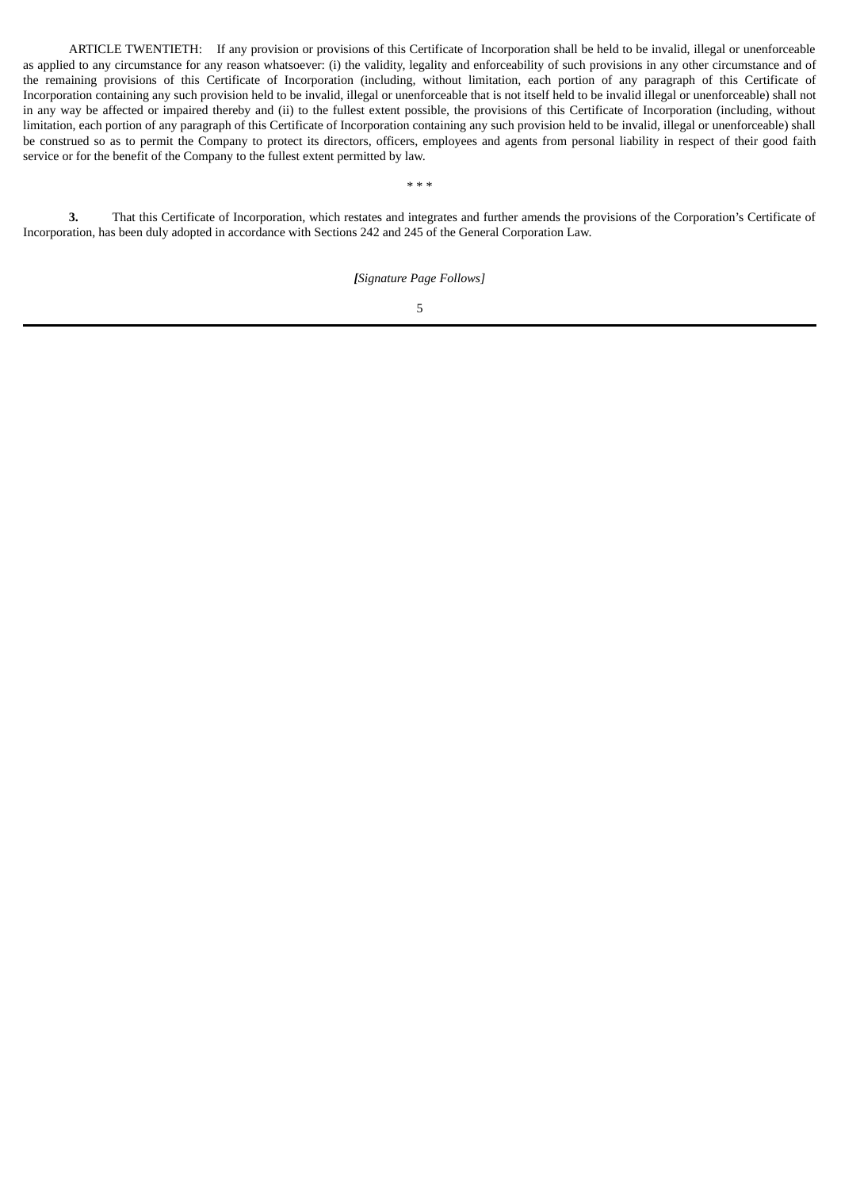ARTICLE TWENTIETH: If any provision or provisions of this Certificate of Incorporation shall be held to be invalid, illegal or unenforceable as applied to any circumstance for any reason whatsoever: (i) the validity, legality and enforceability of such provisions in any other circumstance and of the remaining provisions of this Certificate of Incorporation (including, without limitation, each portion of any paragraph of this Certificate of Incorporation containing any such provision held to be invalid, illegal or unenforceable that is not itself held to be invalid illegal or unenforceable) shall not in any way be affected or impaired thereby and (ii) to the fullest extent possible, the provisions of this Certificate of Incorporation (including, without limitation, each portion of any paragraph of this Certificate of Incorporation containing any such provision held to be invalid, illegal or unenforceable) shall be construed so as to permit the Company to protect its directors, officers, employees and agents from personal liability in respect of their good faith service or for the benefit of the Company to the fullest extent permitted by law.

* * *

**3.** That this Certificate of Incorporation, which restates and integrates and further amends the provisions of the Corporation's Certificate of Incorporation, has been duly adopted in accordance with Sections 242 and 245 of the General Corporation Law.

*[Signature Page Follows]*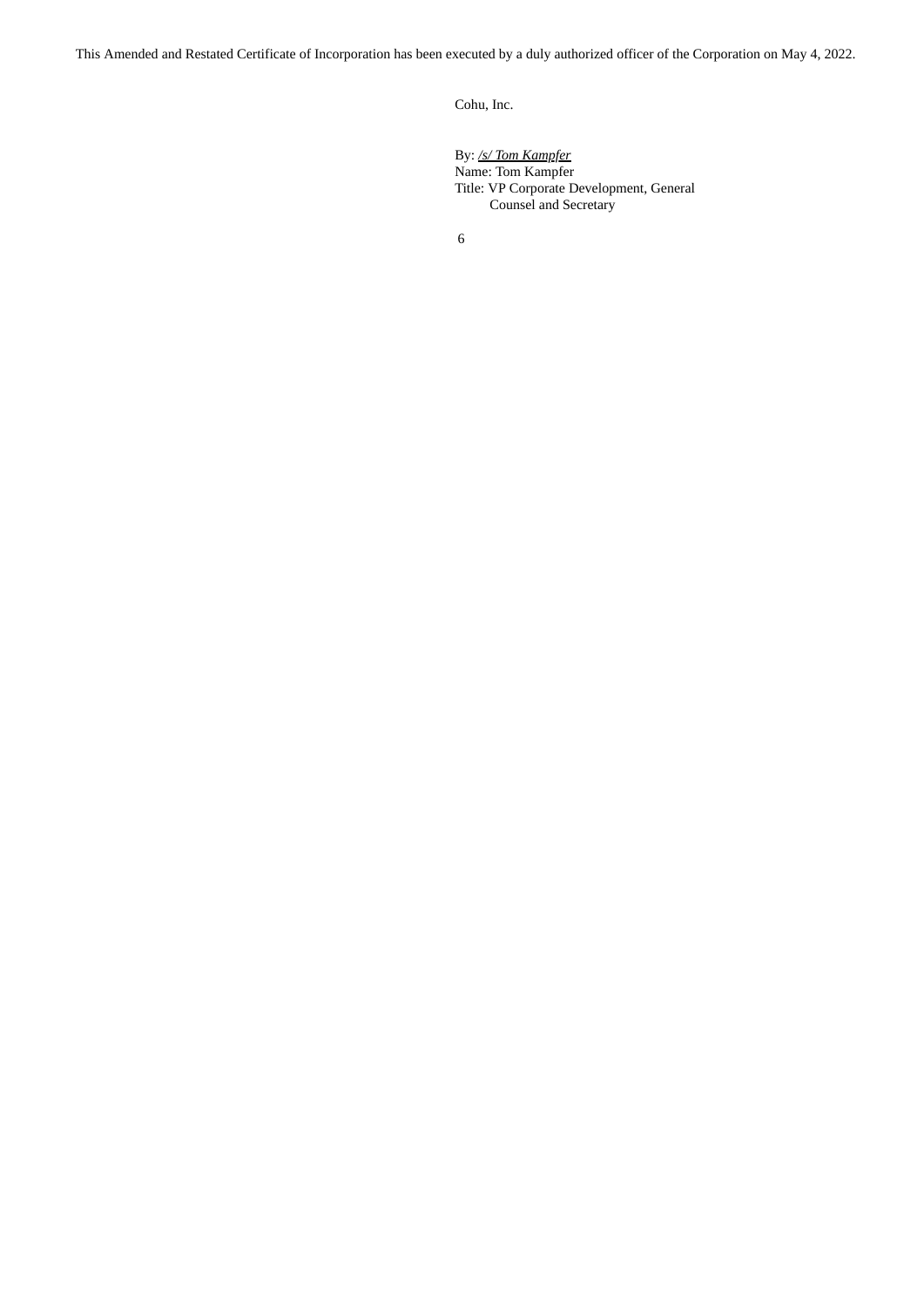This Amended and Restated Certificate of Incorporation has been executed by a duly authorized officer of the Corporation on May 4, 2022.

Cohu, Inc.

By: */s/ Tom Kampfer*
Name: Tom Kampfer
Title: VP Corporate Development, General Counsel and Secretary